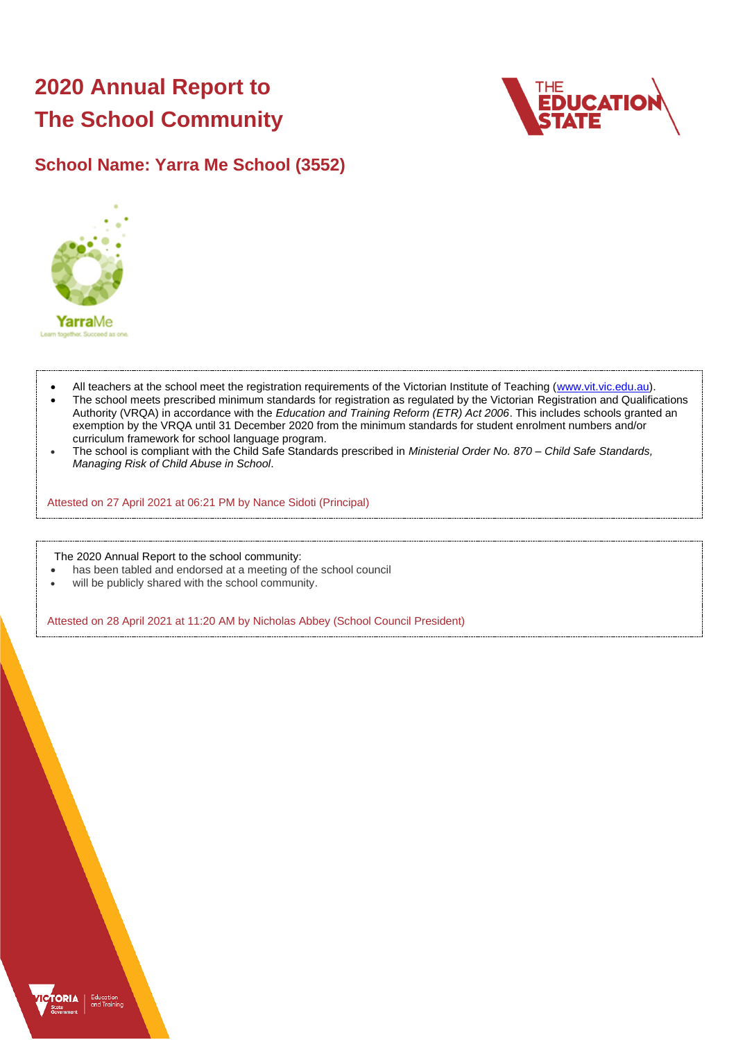# 2020 Annual Report to The School Community

## School Name: Yarra Me School (3552)

YarraMe
Learn together. Succeed as one.

- All teachers at the school meet the registration requirements of the Victorian Institute of Teaching (www.vit.vic.edu.au).
- The school meets prescribed minimum standards for registration as regulated by the Victorian Registration and Qualifications Authority (VRQA) in accordance with the *Education and Training Reform (ETR) Act 2006*. This includes schools granted an exemption by the VRQA until 31 December 2020 from the minimum standards for student enrolment numbers and/or curriculum framework for school language program.
- The school is compliant with the Child Safe Standards prescribed in *Ministerial Order No. 870 – Child Safe Standards, Managing Risk of Child Abuse in School*.

Attested on 27 April 2021 at 06:21 PM by Nance Sidoti (Principal)

The 2020 Annual Report to the school community:

- has been tabled and endorsed at a meeting of the school council
- will be publicly shared with the school community.

Attested on 28 April 2021 at 11:20 AM by Nicholas Abbey (School Council President)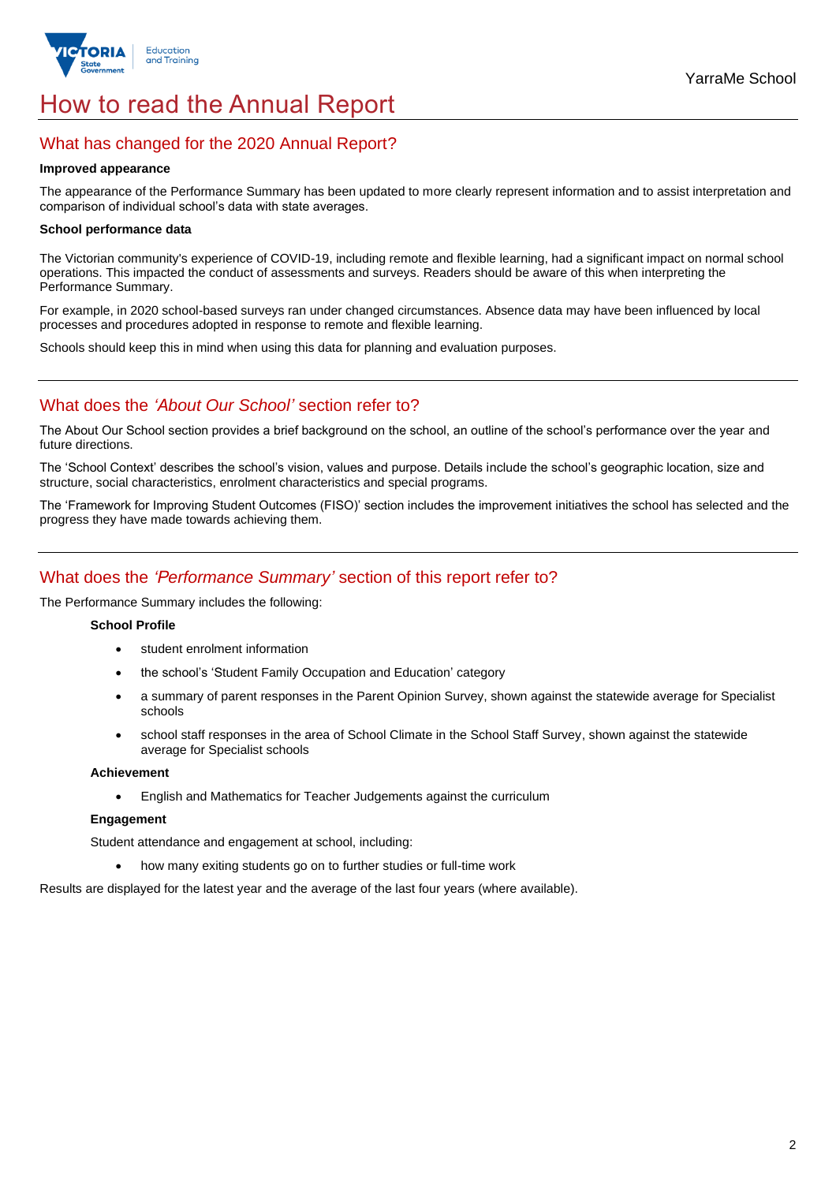# How to read the Annual Report

## What has changed for the 2020 Annual Report?

**Improved appearance**

The appearance of the Performance Summary has been updated to more clearly represent information and to assist interpretation and comparison of individual school's data with state averages.

**School performance data**

The Victorian community's experience of COVID-19, including remote and flexible learning, had a significant impact on normal school operations. This impacted the conduct of assessments and surveys. Readers should be aware of this when interpreting the Performance Summary.

For example, in 2020 school-based surveys ran under changed circumstances. Absence data may have been influenced by local processes and procedures adopted in response to remote and flexible learning.

Schools should keep this in mind when using this data for planning and evaluation purposes.

## What does the *'About Our School'* section refer to?

The About Our School section provides a brief background on the school, an outline of the school's performance over the year and future directions.

The 'School Context' describes the school's vision, values and purpose. Details include the school's geographic location, size and structure, social characteristics, enrolment characteristics and special programs.

The 'Framework for Improving Student Outcomes (FISO)' section includes the improvement initiatives the school has selected and the progress they have made towards achieving them.

## What does the *'Performance Summary'* section of this report refer to?

The Performance Summary includes the following:

**School Profile**

- student enrolment information
- the school's 'Student Family Occupation and Education' category
- a summary of parent responses in the Parent Opinion Survey, shown against the statewide average for Specialist schools
- school staff responses in the area of School Climate in the School Staff Survey, shown against the statewide average for Specialist schools

**Achievement**

- English and Mathematics for Teacher Judgements against the curriculum

**Engagement**

Student attendance and engagement at school, including:

- how many exiting students go on to further studies or full-time work

Results are displayed for the latest year and the average of the last four years (where available).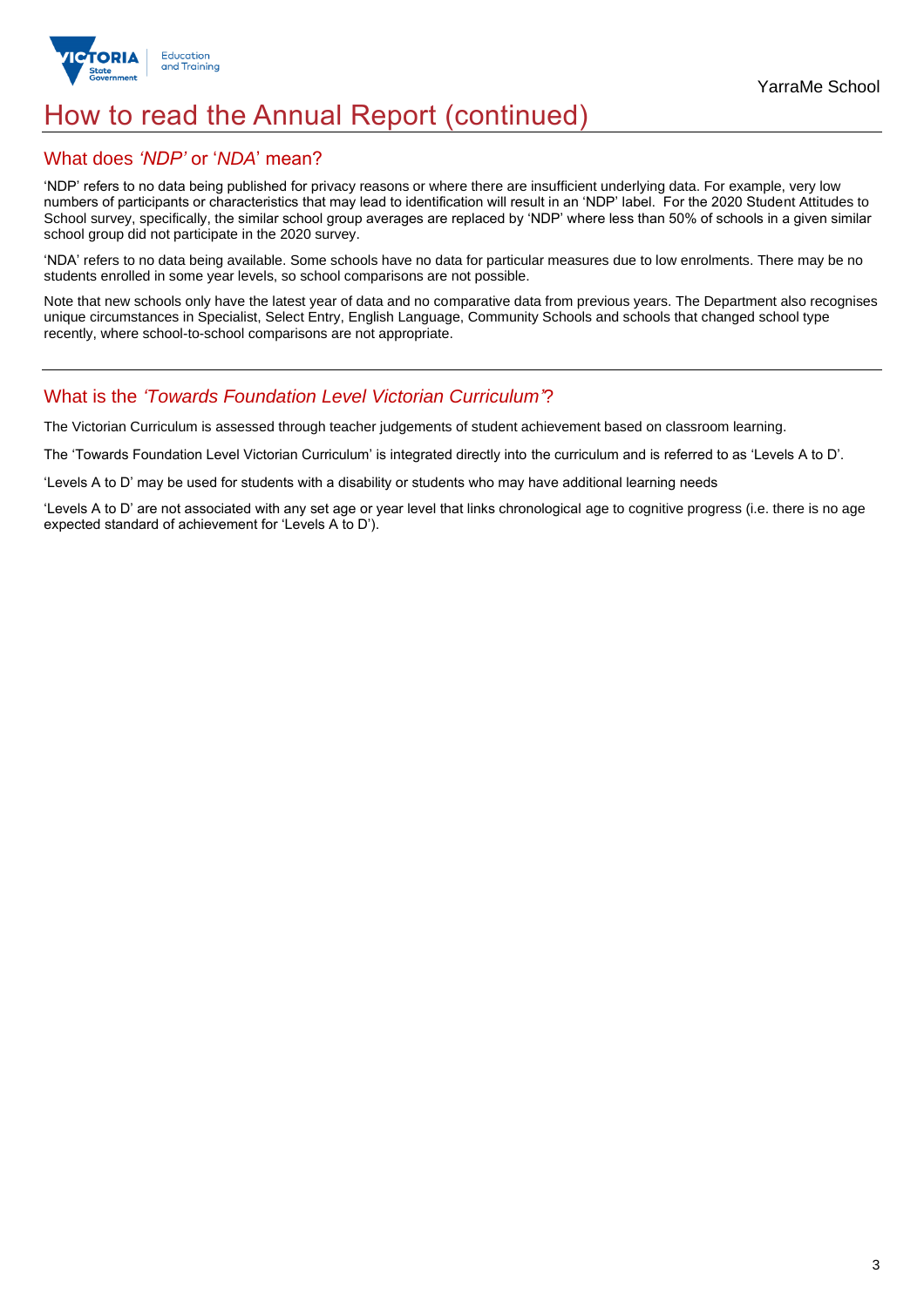# How to read the Annual Report (continued)

## What does *'NDP'* or '*NDA*' mean?

'NDP' refers to no data being published for privacy reasons or where there are insufficient underlying data. For example, very low numbers of participants or characteristics that may lead to identification will result in an 'NDP' label. For the 2020 Student Attitudes to School survey, specifically, the similar school group averages are replaced by 'NDP' where less than 50% of schools in a given similar school group did not participate in the 2020 survey.

'NDA' refers to no data being available. Some schools have no data for particular measures due to low enrolments. There may be no students enrolled in some year levels, so school comparisons are not possible.

Note that new schools only have the latest year of data and no comparative data from previous years. The Department also recognises unique circumstances in Specialist, Select Entry, English Language, Community Schools and schools that changed school type recently, where school-to-school comparisons are not appropriate.

## What is the *'Towards Foundation Level Victorian Curriculum'*?

The Victorian Curriculum is assessed through teacher judgements of student achievement based on classroom learning.

The 'Towards Foundation Level Victorian Curriculum' is integrated directly into the curriculum and is referred to as 'Levels A to D'.

'Levels A to D' may be used for students with a disability or students who may have additional learning needs

'Levels A to D' are not associated with any set age or year level that links chronological age to cognitive progress (i.e. there is no age expected standard of achievement for 'Levels A to D').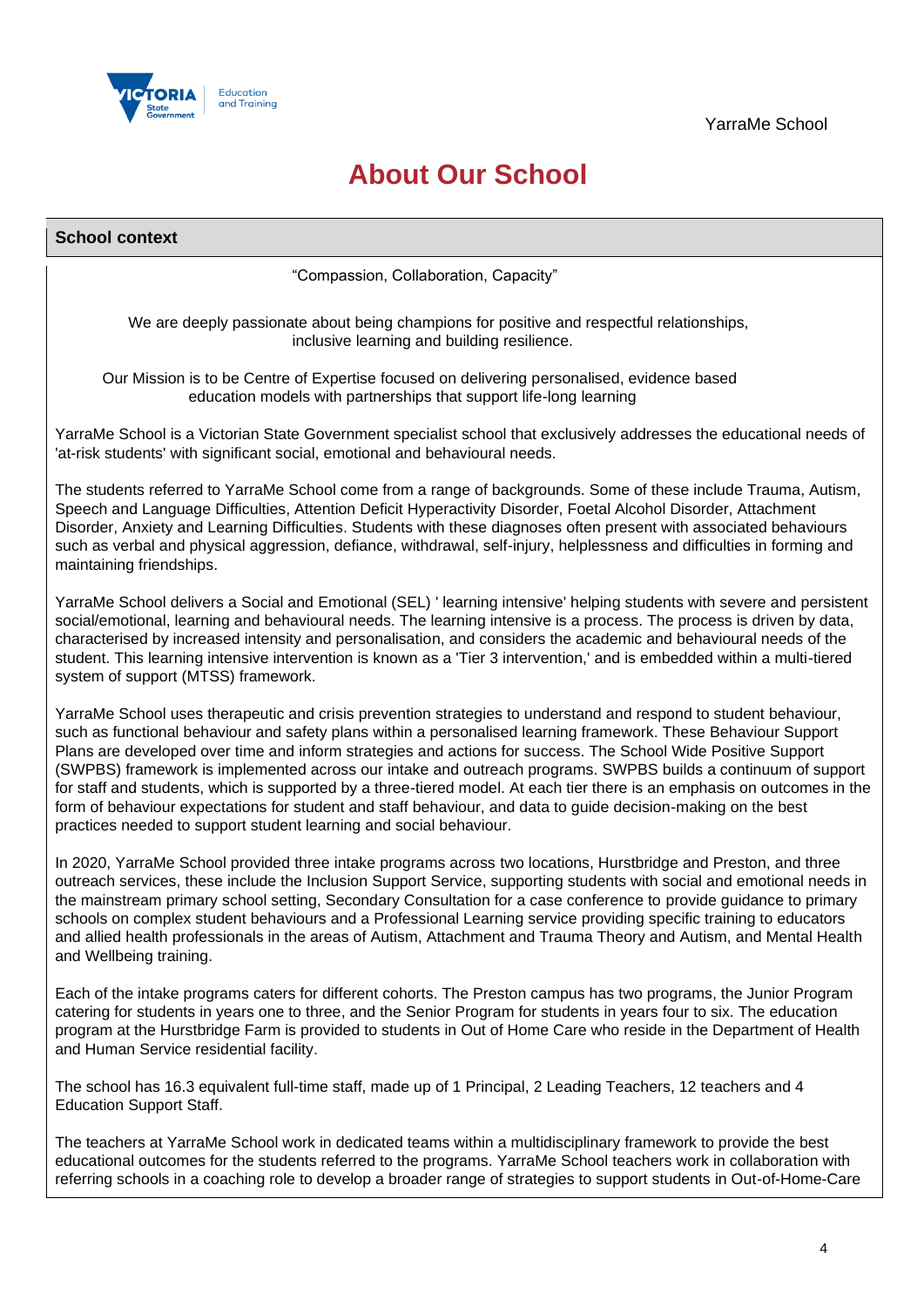# About Our School

## School context

"Compassion, Collaboration, Capacity"

We are deeply passionate about being champions for positive and respectful relationships, inclusive learning and building resilience.

Our Mission is to be Centre of Expertise focused on delivering personalised, evidence based education models with partnerships that support life-long learning

YarraMe School is a Victorian State Government specialist school that exclusively addresses the educational needs of 'at-risk students' with significant social, emotional and behavioural needs.

The students referred to YarraMe School come from a range of backgrounds. Some of these include Trauma, Autism, Speech and Language Difficulties, Attention Deficit Hyperactivity Disorder, Foetal Alcohol Disorder, Attachment Disorder, Anxiety and Learning Difficulties. Students with these diagnoses often present with associated behaviours such as verbal and physical aggression, defiance, withdrawal, self-injury, helplessness and difficulties in forming and maintaining friendships.

YarraMe School delivers a Social and Emotional (SEL) ' learning intensive' helping students with severe and persistent social/emotional, learning and behavioural needs. The learning intensive is a process. The process is driven by data, characterised by increased intensity and personalisation, and considers the academic and behavioural needs of the student. This learning intensive intervention is known as a 'Tier 3 intervention,' and is embedded within a multi-tiered system of support (MTSS) framework.

YarraMe School uses therapeutic and crisis prevention strategies to understand and respond to student behaviour, such as functional behaviour and safety plans within a personalised learning framework. These Behaviour Support Plans are developed over time and inform strategies and actions for success. The School Wide Positive Support (SWPBS) framework is implemented across our intake and outreach programs. SWPBS builds a continuum of support for staff and students, which is supported by a three-tiered model. At each tier there is an emphasis on outcomes in the form of behaviour expectations for student and staff behaviour, and data to guide decision-making on the best practices needed to support student learning and social behaviour.

In 2020, YarraMe School provided three intake programs across two locations, Hurstbridge and Preston, and three outreach services, these include the Inclusion Support Service, supporting students with social and emotional needs in the mainstream primary school setting, Secondary Consultation for a case conference to provide guidance to primary schools on complex student behaviours and a Professional Learning service providing specific training to educators and allied health professionals in the areas of Autism, Attachment and Trauma Theory and Autism, and Mental Health and Wellbeing training.

Each of the intake programs caters for different cohorts. The Preston campus has two programs, the Junior Program catering for students in years one to three, and the Senior Program for students in years four to six. The education program at the Hurstbridge Farm is provided to students in Out of Home Care who reside in the Department of Health and Human Service residential facility.

The school has 16.3 equivalent full-time staff, made up of 1 Principal, 2 Leading Teachers, 12 teachers and 4 Education Support Staff.

The teachers at YarraMe School work in dedicated teams within a multidisciplinary framework to provide the best educational outcomes for the students referred to the programs. YarraMe School teachers work in collaboration with referring schools in a coaching role to develop a broader range of strategies to support students in Out-of-Home-Care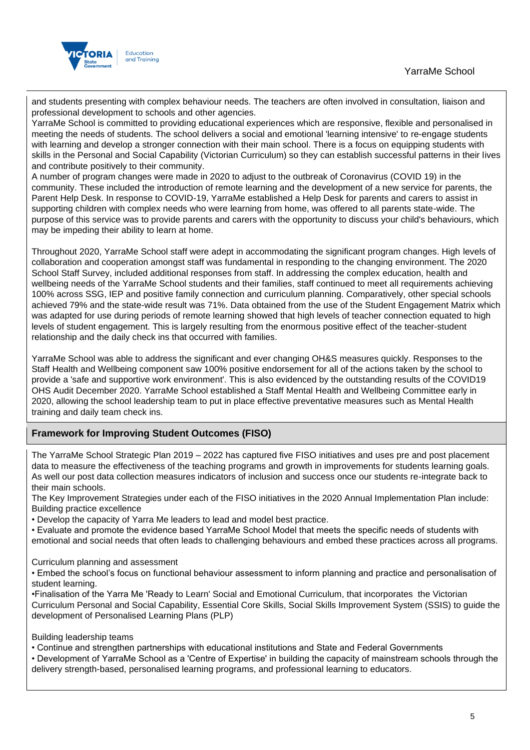and students presenting with complex behaviour needs. The teachers are often involved in consultation, liaison and professional development to schools and other agencies.
YarraMe School is committed to providing educational experiences which are responsive, flexible and personalised in meeting the needs of students. The school delivers a social and emotional 'learning intensive' to re-engage students with learning and develop a stronger connection with their main school. There is a focus on equipping students with skills in the Personal and Social Capability (Victorian Curriculum) so they can establish successful patterns in their lives and contribute positively to their community.
A number of program changes were made in 2020 to adjust to the outbreak of Coronavirus (COVID 19) in the community. These included the introduction of remote learning and the development of a new service for parents, the Parent Help Desk. In response to COVID-19, YarraMe established a Help Desk for parents and carers to assist in supporting children with complex needs who were learning from home, was offered to all parents state-wide. The purpose of this service was to provide parents and carers with the opportunity to discuss your child's behaviours, which may be impeding their ability to learn at home.

Throughout 2020, YarraMe School staff were adept in accommodating the significant program changes. High levels of collaboration and cooperation amongst staff was fundamental in responding to the changing environment. The 2020 School Staff Survey, included additional responses from staff. In addressing the complex education, health and wellbeing needs of the YarraMe School students and their families, staff continued to meet all requirements achieving 100% across SSG, IEP and positive family connection and curriculum planning. Comparatively, other special schools achieved 79% and the state-wide result was 71%. Data obtained from the use of the Student Engagement Matrix which was adapted for use during periods of remote learning showed that high levels of teacher connection equated to high levels of student engagement. This is largely resulting from the enormous positive effect of the teacher-student relationship and the daily check ins that occurred with families.

YarraMe School was able to address the significant and ever changing OH&S measures quickly. Responses to the Staff Health and Wellbeing component saw 100% positive endorsement for all of the actions taken by the school to provide a 'safe and supportive work environment'. This is also evidenced by the outstanding results of the COVID19 OHS Audit December 2020. YarraMe School established a Staff Mental Health and Wellbeing Committee early in 2020, allowing the school leadership team to put in place effective preventative measures such as Mental Health training and daily team check ins.

## Framework for Improving Student Outcomes (FISO)

The YarraMe School Strategic Plan 2019 – 2022 has captured five FISO initiatives and uses pre and post placement data to measure the effectiveness of the teaching programs and growth in improvements for students learning goals. As well our post data collection measures indicators of inclusion and success once our students re-integrate back to their main schools.
The Key Improvement Strategies under each of the FISO initiatives in the 2020 Annual Implementation Plan include:
Building practice excellence

- Develop the capacity of Yarra Me leaders to lead and model best practice.
- Evaluate and promote the evidence based YarraMe School Model that meets the specific needs of students with emotional and social needs that often leads to challenging behaviours and embed these practices across all programs.

Curriculum planning and assessment

- Embed the school's focus on functional behaviour assessment to inform planning and practice and personalisation of student learning.
- Finalisation of the Yarra Me 'Ready to Learn' Social and Emotional Curriculum, that incorporates the Victorian Curriculum Personal and Social Capability, Essential Core Skills, Social Skills Improvement System (SSIS) to guide the development of Personalised Learning Plans (PLP)

Building leadership teams

- Continue and strengthen partnerships with educational institutions and State and Federal Governments
- Development of YarraMe School as a 'Centre of Expertise' in building the capacity of mainstream schools through the delivery strength-based, personalised learning programs, and professional learning to educators.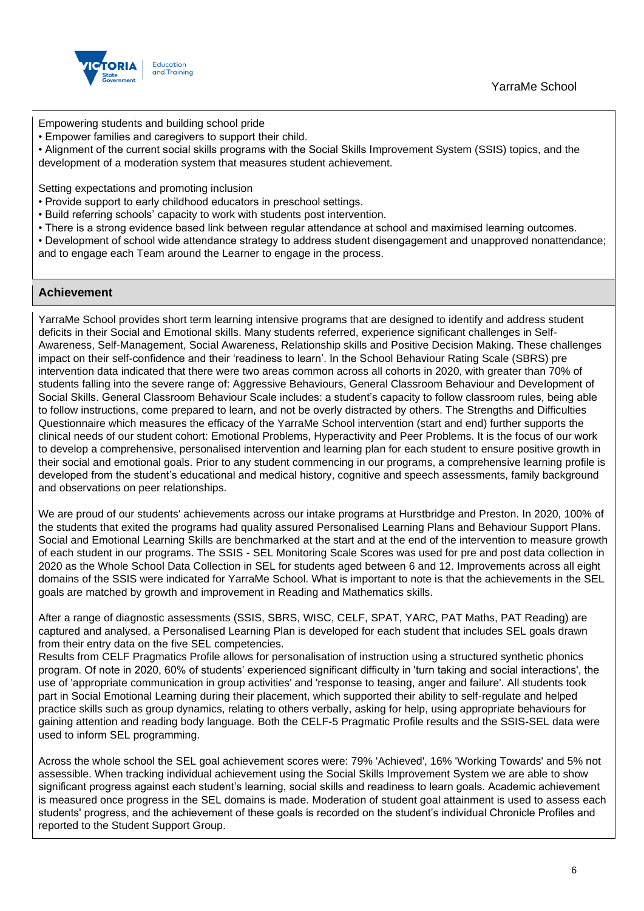Empowering students and building school pride

- Empower families and caregivers to support their child.
- Alignment of the current social skills programs with the Social Skills Improvement System (SSIS) topics, and the development of a moderation system that measures student achievement.

Setting expectations and promoting inclusion

- Provide support to early childhood educators in preschool settings.
- Build referring schools' capacity to work with students post intervention.
- There is a strong evidence based link between regular attendance at school and maximised learning outcomes.
- Development of school wide attendance strategy to address student disengagement and unapproved nonattendance; and to engage each Team around the Learner to engage in the process.

## Achievement

YarraMe School provides short term learning intensive programs that are designed to identify and address student deficits in their Social and Emotional skills. Many students referred, experience significant challenges in Self-Awareness, Self-Management, Social Awareness, Relationship skills and Positive Decision Making. These challenges impact on their self-confidence and their 'readiness to learn'. In the School Behaviour Rating Scale (SBRS) pre intervention data indicated that there were two areas common across all cohorts in 2020, with greater than 70% of students falling into the severe range of: Aggressive Behaviours, General Classroom Behaviour and Development of Social Skills. General Classroom Behaviour Scale includes: a student's capacity to follow classroom rules, being able to follow instructions, come prepared to learn, and not be overly distracted by others. The Strengths and Difficulties Questionnaire which measures the efficacy of the YarraMe School intervention (start and end) further supports the clinical needs of our student cohort: Emotional Problems, Hyperactivity and Peer Problems. It is the focus of our work to develop a comprehensive, personalised intervention and learning plan for each student to ensure positive growth in their social and emotional goals. Prior to any student commencing in our programs, a comprehensive learning profile is developed from the student's educational and medical history, cognitive and speech assessments, family background and observations on peer relationships.

We are proud of our students' achievements across our intake programs at Hurstbridge and Preston. In 2020, 100% of the students that exited the programs had quality assured Personalised Learning Plans and Behaviour Support Plans. Social and Emotional Learning Skills are benchmarked at the start and at the end of the intervention to measure growth of each student in our programs. The SSIS - SEL Monitoring Scale Scores was used for pre and post data collection in 2020 as the Whole School Data Collection in SEL for students aged between 6 and 12. Improvements across all eight domains of the SSIS were indicated for YarraMe School. What is important to note is that the achievements in the SEL goals are matched by growth and improvement in Reading and Mathematics skills.

After a range of diagnostic assessments (SSIS, SBRS, WISC, CELF, SPAT, YARC, PAT Maths, PAT Reading) are captured and analysed, a Personalised Learning Plan is developed for each student that includes SEL goals drawn from their entry data on the five SEL competencies.
Results from CELF Pragmatics Profile allows for personalisation of instruction using a structured synthetic phonics program. Of note in 2020, 60% of students' experienced significant difficulty in 'turn taking and social interactions', the use of 'appropriate communication in group activities' and 'response to teasing, anger and failure'. All students took part in Social Emotional Learning during their placement, which supported their ability to self-regulate and helped practice skills such as group dynamics, relating to others verbally, asking for help, using appropriate behaviours for gaining attention and reading body language. Both the CELF-5 Pragmatic Profile results and the SSIS-SEL data were used to inform SEL programming.

Across the whole school the SEL goal achievement scores were: 79% 'Achieved', 16% 'Working Towards' and 5% not assessible. When tracking individual achievement using the Social Skills Improvement System we are able to show significant progress against each student's learning, social skills and readiness to learn goals. Academic achievement is measured once progress in the SEL domains is made. Moderation of student goal attainment is used to assess each students' progress, and the achievement of these goals is recorded on the student's individual Chronicle Profiles and reported to the Student Support Group.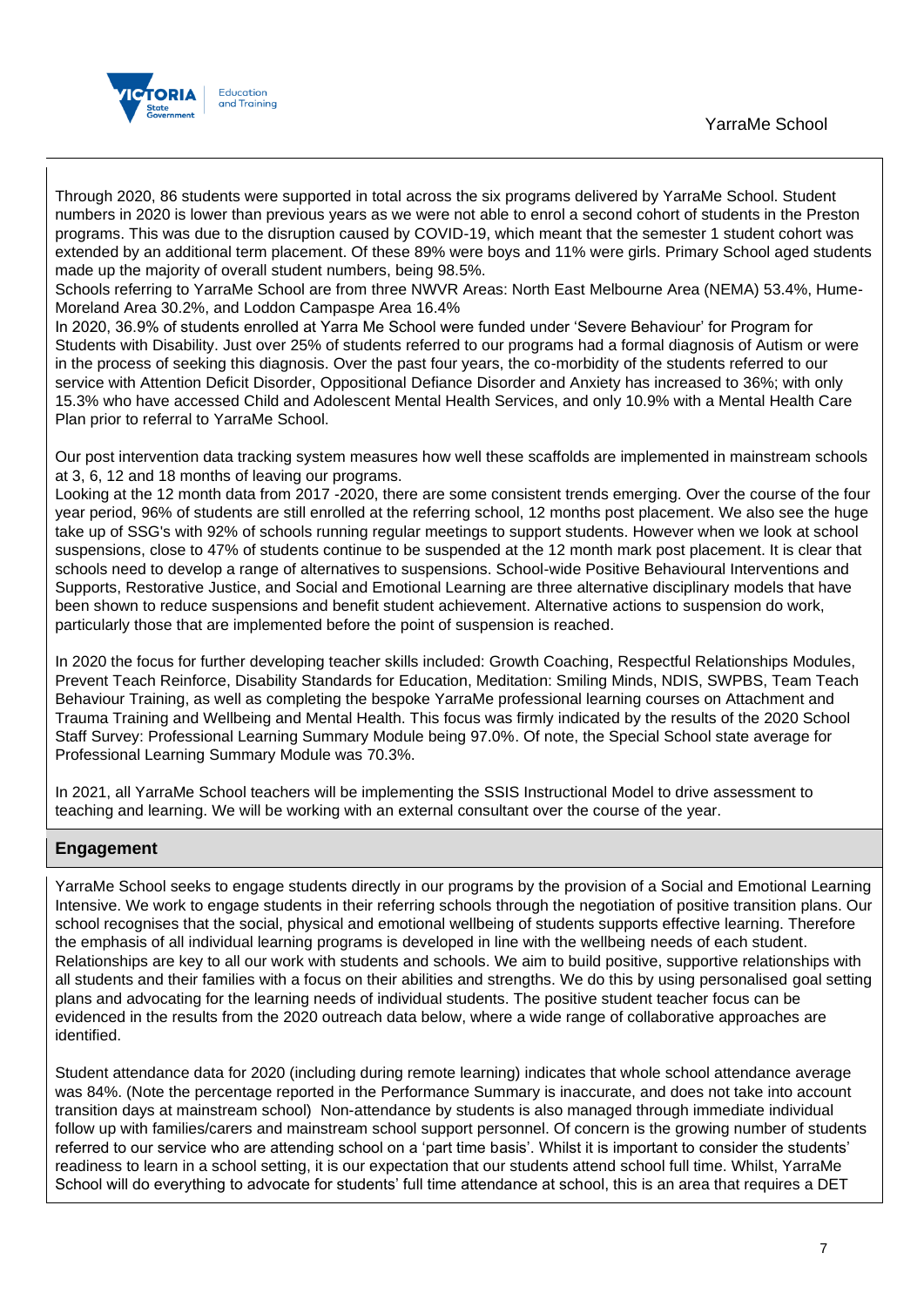Through 2020, 86 students were supported in total across the six programs delivered by YarraMe School. Student numbers in 2020 is lower than previous years as we were not able to enrol a second cohort of students in the Preston programs. This was due to the disruption caused by COVID-19, which meant that the semester 1 student cohort was extended by an additional term placement. Of these 89% were boys and 11% were girls. Primary School aged students made up the majority of overall student numbers, being 98.5%.
Schools referring to YarraMe School are from three NWVR Areas: North East Melbourne Area (NEMA) 53.4%, Hume-Moreland Area 30.2%, and Loddon Campaspe Area 16.4%
In 2020, 36.9% of students enrolled at Yarra Me School were funded under 'Severe Behaviour' for Program for Students with Disability. Just over 25% of students referred to our programs had a formal diagnosis of Autism or were in the process of seeking this diagnosis. Over the past four years, the co-morbidity of the students referred to our service with Attention Deficit Disorder, Oppositional Defiance Disorder and Anxiety has increased to 36%; with only 15.3% who have accessed Child and Adolescent Mental Health Services, and only 10.9% with a Mental Health Care Plan prior to referral to YarraMe School.

Our post intervention data tracking system measures how well these scaffolds are implemented in mainstream schools at 3, 6, 12 and 18 months of leaving our programs.
Looking at the 12 month data from 2017 -2020, there are some consistent trends emerging. Over the course of the four year period, 96% of students are still enrolled at the referring school, 12 months post placement. We also see the huge take up of SSG's with 92% of schools running regular meetings to support students. However when we look at school suspensions, close to 47% of students continue to be suspended at the 12 month mark post placement. It is clear that schools need to develop a range of alternatives to suspensions. School-wide Positive Behavioural Interventions and Supports, Restorative Justice, and Social and Emotional Learning are three alternative disciplinary models that have been shown to reduce suspensions and benefit student achievement. Alternative actions to suspension do work, particularly those that are implemented before the point of suspension is reached.

In 2020 the focus for further developing teacher skills included: Growth Coaching, Respectful Relationships Modules, Prevent Teach Reinforce, Disability Standards for Education, Meditation: Smiling Minds, NDIS, SWPBS, Team Teach Behaviour Training, as well as completing the bespoke YarraMe professional learning courses on Attachment and Trauma Training and Wellbeing and Mental Health. This focus was firmly indicated by the results of the 2020 School Staff Survey: Professional Learning Summary Module being 97.0%. Of note, the Special School state average for Professional Learning Summary Module was 70.3%.

In 2021, all YarraMe School teachers will be implementing the SSIS Instructional Model to drive assessment to teaching and learning. We will be working with an external consultant over the course of the year.

## Engagement

YarraMe School seeks to engage students directly in our programs by the provision of a Social and Emotional Learning Intensive. We work to engage students in their referring schools through the negotiation of positive transition plans. Our school recognises that the social, physical and emotional wellbeing of students supports effective learning. Therefore the emphasis of all individual learning programs is developed in line with the wellbeing needs of each student. Relationships are key to all our work with students and schools. We aim to build positive, supportive relationships with all students and their families with a focus on their abilities and strengths. We do this by using personalised goal setting plans and advocating for the learning needs of individual students. The positive student teacher focus can be evidenced in the results from the 2020 outreach data below, where a wide range of collaborative approaches are identified.

Student attendance data for 2020 (including during remote learning) indicates that whole school attendance average was 84%. (Note the percentage reported in the Performance Summary is inaccurate, and does not take into account transition days at mainstream school) Non-attendance by students is also managed through immediate individual follow up with families/carers and mainstream school support personnel. Of concern is the growing number of students referred to our service who are attending school on a 'part time basis'. Whilst it is important to consider the students' readiness to learn in a school setting, it is our expectation that our students attend school full time. Whilst, YarraMe School will do everything to advocate for students' full time attendance at school, this is an area that requires a DET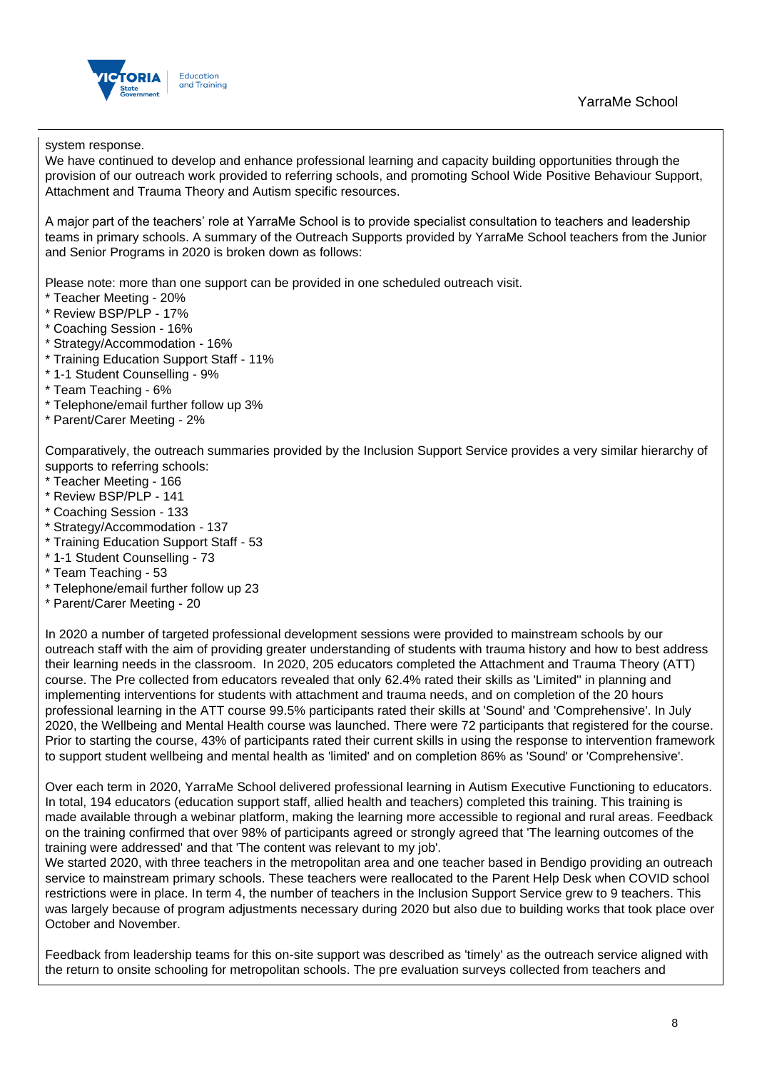system response.
We have continued to develop and enhance professional learning and capacity building opportunities through the provision of our outreach work provided to referring schools, and promoting School Wide Positive Behaviour Support, Attachment and Trauma Theory and Autism specific resources.

A major part of the teachers' role at YarraMe School is to provide specialist consultation to teachers and leadership teams in primary schools. A summary of the Outreach Supports provided by YarraMe School teachers from the Junior and Senior Programs in 2020 is broken down as follows:

Please note: more than one support can be provided in one scheduled outreach visit.
* Teacher Meeting - 20%
* Review BSP/PLP - 17%
* Coaching Session - 16%
* Strategy/Accommodation - 16%
* Training Education Support Staff - 11%
* 1-1 Student Counselling - 9%
* Team Teaching - 6%
* Telephone/email further follow up 3%
* Parent/Carer Meeting - 2%

Comparatively, the outreach summaries provided by the Inclusion Support Service provides a very similar hierarchy of supports to referring schools:
* Teacher Meeting - 166
* Review BSP/PLP - 141
* Coaching Session - 133
* Strategy/Accommodation - 137
* Training Education Support Staff - 53
* 1-1 Student Counselling - 73
* Team Teaching - 53
* Telephone/email further follow up 23
* Parent/Carer Meeting - 20

In 2020 a number of targeted professional development sessions were provided to mainstream schools by our outreach staff with the aim of providing greater understanding of students with trauma history and how to best address their learning needs in the classroom. In 2020, 205 educators completed the Attachment and Trauma Theory (ATT) course. The Pre collected from educators revealed that only 62.4% rated their skills as 'Limited" in planning and implementing interventions for students with attachment and trauma needs, and on completion of the 20 hours professional learning in the ATT course 99.5% participants rated their skills at 'Sound' and 'Comprehensive'. In July 2020, the Wellbeing and Mental Health course was launched. There were 72 participants that registered for the course. Prior to starting the course, 43% of participants rated their current skills in using the response to intervention framework to support student wellbeing and mental health as 'limited' and on completion 86% as 'Sound' or 'Comprehensive'.

Over each term in 2020, YarraMe School delivered professional learning in Autism Executive Functioning to educators. In total, 194 educators (education support staff, allied health and teachers) completed this training. This training is made available through a webinar platform, making the learning more accessible to regional and rural areas. Feedback on the training confirmed that over 98% of participants agreed or strongly agreed that 'The learning outcomes of the training were addressed' and that 'The content was relevant to my job'.
We started 2020, with three teachers in the metropolitan area and one teacher based in Bendigo providing an outreach service to mainstream primary schools. These teachers were reallocated to the Parent Help Desk when COVID school restrictions were in place. In term 4, the number of teachers in the Inclusion Support Service grew to 9 teachers. This was largely because of program adjustments necessary during 2020 but also due to building works that took place over October and November.

Feedback from leadership teams for this on-site support was described as 'timely' as the outreach service aligned with the return to onsite schooling for metropolitan schools. The pre evaluation surveys collected from teachers and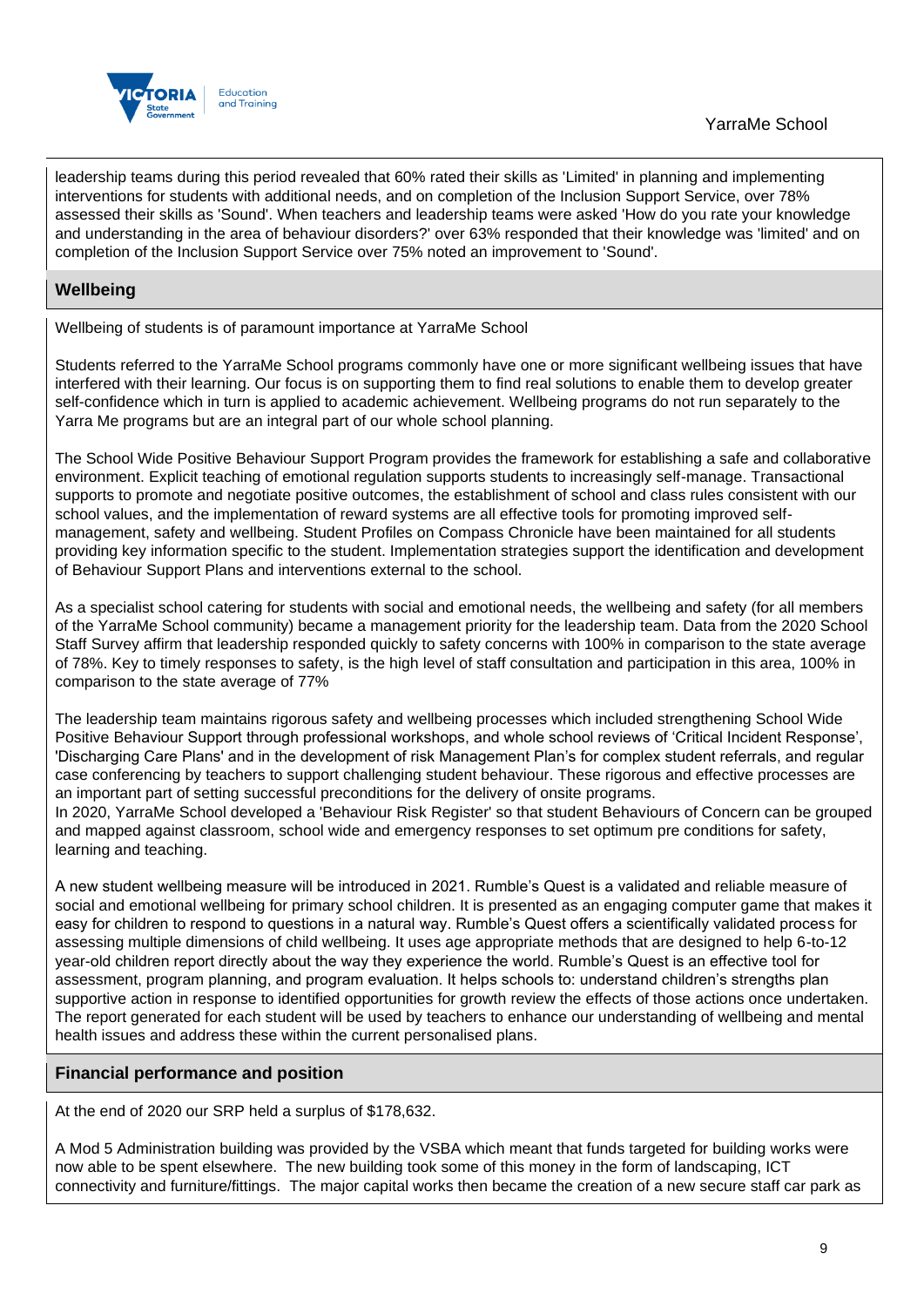leadership teams during this period revealed that 60% rated their skills as 'Limited' in planning and implementing interventions for students with additional needs, and on completion of the Inclusion Support Service, over 78% assessed their skills as 'Sound'. When teachers and leadership teams were asked 'How do you rate your knowledge and understanding in the area of behaviour disorders?' over 63% responded that their knowledge was 'limited' and on completion of the Inclusion Support Service over 75% noted an improvement to 'Sound'.

## Wellbeing

Wellbeing of students is of paramount importance at YarraMe School

Students referred to the YarraMe School programs commonly have one or more significant wellbeing issues that have interfered with their learning. Our focus is on supporting them to find real solutions to enable them to develop greater self-confidence which in turn is applied to academic achievement. Wellbeing programs do not run separately to the Yarra Me programs but are an integral part of our whole school planning.

The School Wide Positive Behaviour Support Program provides the framework for establishing a safe and collaborative environment. Explicit teaching of emotional regulation supports students to increasingly self-manage. Transactional supports to promote and negotiate positive outcomes, the establishment of school and class rules consistent with our school values, and the implementation of reward systems are all effective tools for promoting improved self-management, safety and wellbeing. Student Profiles on Compass Chronicle have been maintained for all students providing key information specific to the student. Implementation strategies support the identification and development of Behaviour Support Plans and interventions external to the school.

As a specialist school catering for students with social and emotional needs, the wellbeing and safety (for all members of the YarraMe School community) became a management priority for the leadership team. Data from the 2020 School Staff Survey affirm that leadership responded quickly to safety concerns with 100% in comparison to the state average of 78%. Key to timely responses to safety, is the high level of staff consultation and participation in this area, 100% in comparison to the state average of 77%

The leadership team maintains rigorous safety and wellbeing processes which included strengthening School Wide Positive Behaviour Support through professional workshops, and whole school reviews of 'Critical Incident Response', 'Discharging Care Plans' and in the development of risk Management Plan's for complex student referrals, and regular case conferencing by teachers to support challenging student behaviour. These rigorous and effective processes are an important part of setting successful preconditions for the delivery of onsite programs.
In 2020, YarraMe School developed a 'Behaviour Risk Register' so that student Behaviours of Concern can be grouped and mapped against classroom, school wide and emergency responses to set optimum pre conditions for safety, learning and teaching.

A new student wellbeing measure will be introduced in 2021. Rumble's Quest is a validated and reliable measure of social and emotional wellbeing for primary school children. It is presented as an engaging computer game that makes it easy for children to respond to questions in a natural way. Rumble's Quest offers a scientifically validated process for assessing multiple dimensions of child wellbeing. It uses age appropriate methods that are designed to help 6-to-12 year-old children report directly about the way they experience the world. Rumble's Quest is an effective tool for assessment, program planning, and program evaluation. It helps schools to: understand children's strengths plan supportive action in response to identified opportunities for growth review the effects of those actions once undertaken. The report generated for each student will be used by teachers to enhance our understanding of wellbeing and mental health issues and address these within the current personalised plans.

## Financial performance and position

At the end of 2020 our SRP held a surplus of $178,632.

A Mod 5 Administration building was provided by the VSBA which meant that funds targeted for building works were now able to be spent elsewhere. The new building took some of this money in the form of landscaping, ICT connectivity and furniture/fittings. The major capital works then became the creation of a new secure staff car park as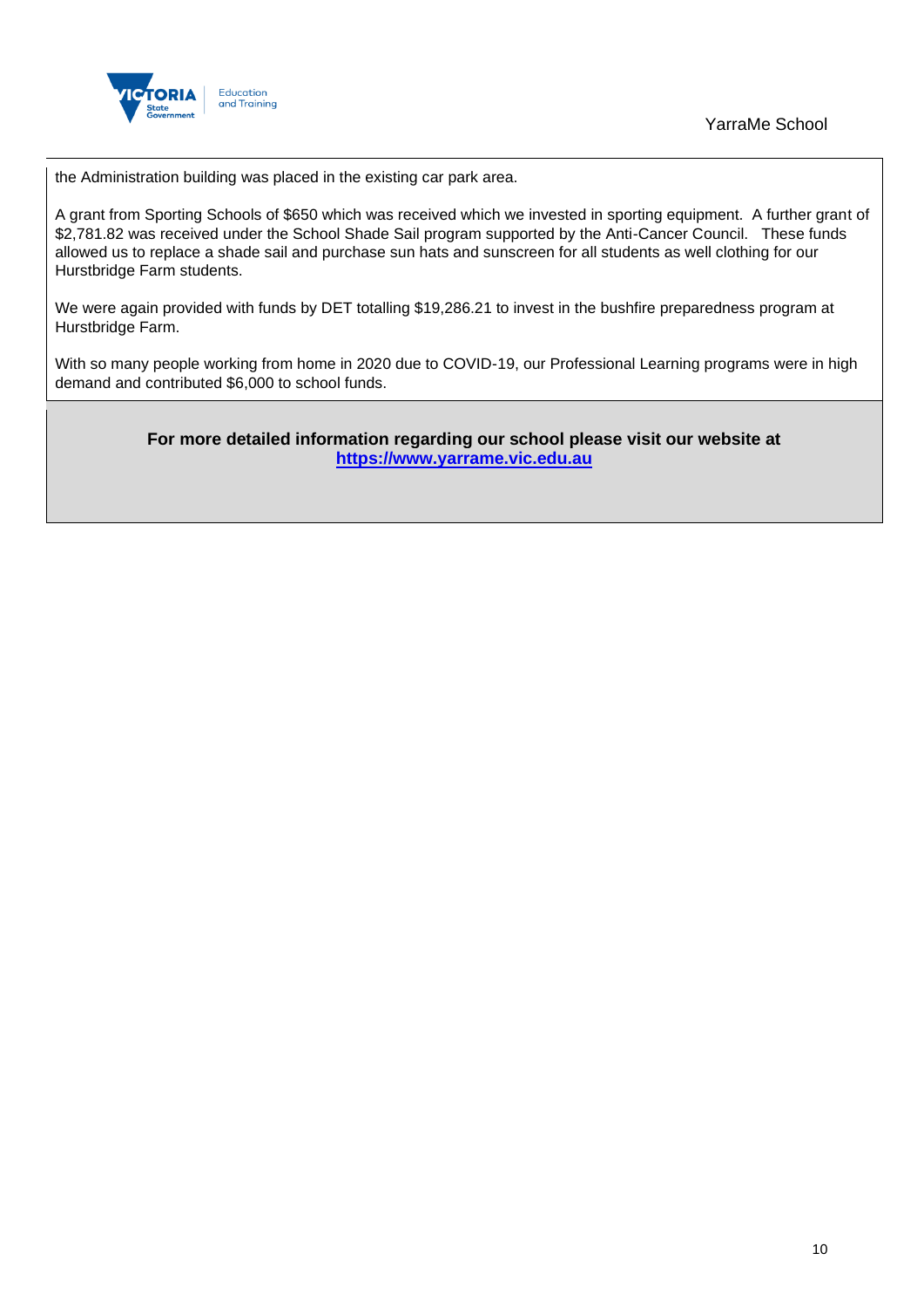the Administration building was placed in the existing car park area.

A grant from Sporting Schools of $650 which was received which we invested in sporting equipment. A further grant of $2,781.82 was received under the School Shade Sail program supported by the Anti-Cancer Council. These funds allowed us to replace a shade sail and purchase sun hats and sunscreen for all students as well clothing for our Hurstbridge Farm students.

We were again provided with funds by DET totalling $19,286.21 to invest in the bushfire preparedness program at Hurstbridge Farm.

With so many people working from home in 2020 due to COVID-19, our Professional Learning programs were in high demand and contributed $6,000 to school funds.

**For more detailed information regarding our school please visit our website at [https://www.yarrame.vic.edu.au](https://www.yarrame.vic.edu.au)**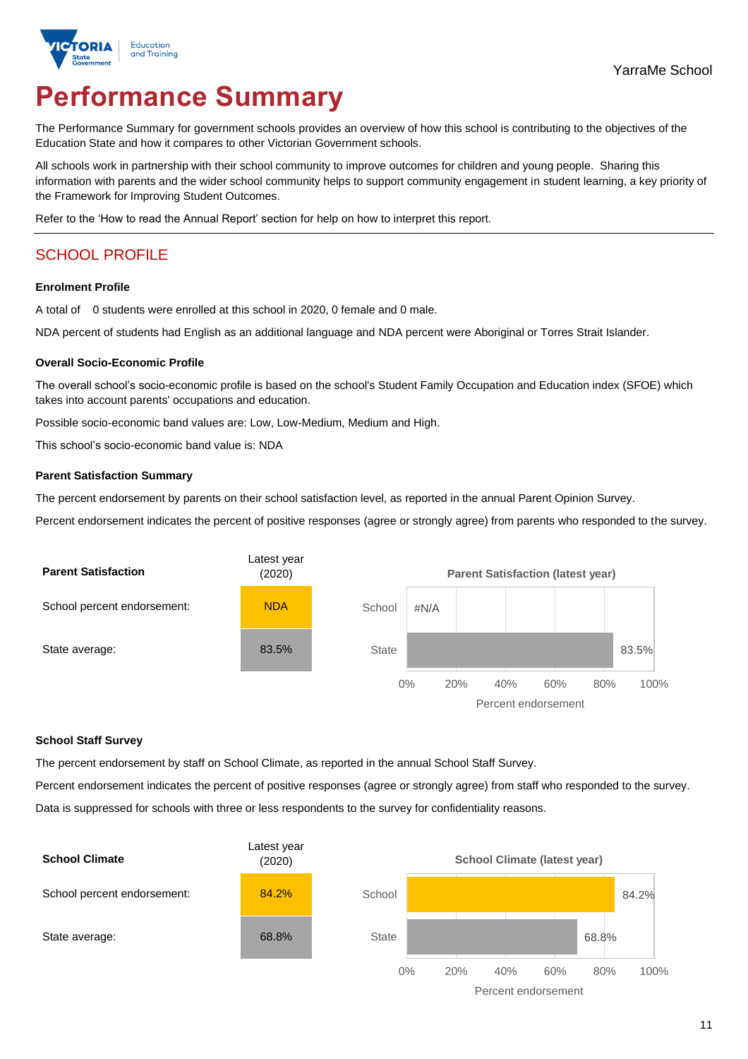YarraMe School

# Performance Summary

The Performance Summary for government schools provides an overview of how this school is contributing to the objectives of the Education State and how it compares to other Victorian Government schools.

All schools work in partnership with their school community to improve outcomes for children and young people. Sharing this information with parents and the wider school community helps to support community engagement in student learning, a key priority of the Framework for Improving Student Outcomes.

Refer to the 'How to read the Annual Report' section for help on how to interpret this report.

## SCHOOL PROFILE

### Enrolment Profile

A total of 0 students were enrolled at this school in 2020, 0 female and 0 male.

NDA percent of students had English as an additional language and NDA percent were Aboriginal or Torres Strait Islander.

### Overall Socio-Economic Profile

The overall school's socio-economic profile is based on the school's Student Family Occupation and Education index (SFOE) which takes into account parents' occupations and education.

Possible socio-economic band values are: Low, Low-Medium, Medium and High.

This school's socio-economic band value is: NDA

### Parent Satisfaction Summary

The percent endorsement by parents on their school satisfaction level, as reported in the annual Parent Opinion Survey.

Percent endorsement indicates the percent of positive responses (agree or strongly agree) from parents who responded to the survey.

| Parent Satisfaction | Latest year (2020) |
|---|---|
| School percent endorsement: | NDA |
| State average: | 83.5% |

Parent Satisfaction (latest year)

School #N/A

State 83.5%

0% 20% 40% 60% 80% 100%

Percent endorsement

### School Staff Survey

The percent endorsement by staff on School Climate, as reported in the annual School Staff Survey.

Percent endorsement indicates the percent of positive responses (agree or strongly agree) from staff who responded to the survey.

Data is suppressed for schools with three or less respondents to the survey for confidentiality reasons.

| School Climate | Latest year (2020) |
|---|---|
| School percent endorsement: | 84.2% |
| State average: | 68.8% |

School Climate (latest year)

School 84.2%

State 68.8%

0% 20% 40% 60% 80% 100%

Percent endorsement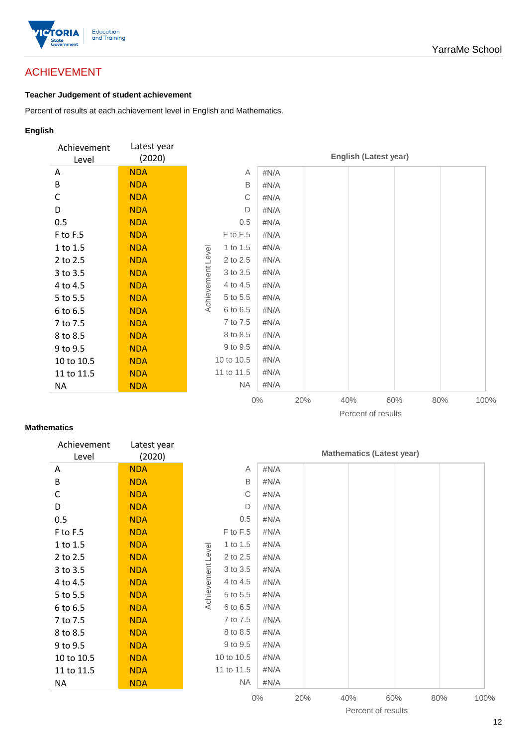# ACHIEVEMENT

**Teacher Judgement of student achievement**

Percent of results at each achievement level in English and Mathematics.

**English**

| Achievement Level | Latest year (2020) |
|---|---|
| A | NDA |
| B | NDA |
| C | NDA |
| D | NDA |
| 0.5 | NDA |
| F to F.5 | NDA |
| 1 to 1.5 | NDA |
| 2 to 2.5 | NDA |
| 3 to 3.5 | NDA |
| 4 to 4.5 | NDA |
| 5 to 5.5 | NDA |
| 6 to 6.5 | NDA |
| 7 to 7.5 | NDA |
| 8 to 8.5 | NDA |
| 9 to 9.5 | NDA |
| 10 to 10.5 | NDA |
| 11 to 11.5 | NDA |
| NA | NDA |

English (Latest year)

Achievement Level

A #N/A
B #N/A
C #N/A
D #N/A
0.5 #N/A
F to F.5 #N/A
1 to 1.5 #N/A
2 to 2.5 #N/A
3 to 3.5 #N/A
4 to 4.5 #N/A
5 to 5.5 #N/A
6 to 6.5 #N/A
7 to 7.5 #N/A
8 to 8.5 #N/A
9 to 9.5 #N/A
10 to 10.5 #N/A
11 to 11.5 #N/A
NA #N/A

0% 20% 40% 60% 80% 100%

Percent of results

**Mathematics**

| Achievement Level | Latest year (2020) |
|---|---|
| A | NDA |
| B | NDA |
| C | NDA |
| D | NDA |
| 0.5 | NDA |
| F to F.5 | NDA |
| 1 to 1.5 | NDA |
| 2 to 2.5 | NDA |
| 3 to 3.5 | NDA |
| 4 to 4.5 | NDA |
| 5 to 5.5 | NDA |
| 6 to 6.5 | NDA |
| 7 to 7.5 | NDA |
| 8 to 8.5 | NDA |
| 9 to 9.5 | NDA |
| 10 to 10.5 | NDA |
| 11 to 11.5 | NDA |
| NA | NDA |

Mathematics (Latest year)

Achievement Level

A #N/A
B #N/A
C #N/A
D #N/A
0.5 #N/A
F to F.5 #N/A
1 to 1.5 #N/A
2 to 2.5 #N/A
3 to 3.5 #N/A
4 to 4.5 #N/A
5 to 5.5 #N/A
6 to 6.5 #N/A
7 to 7.5 #N/A
8 to 8.5 #N/A
9 to 9.5 #N/A
10 to 10.5 #N/A
11 to 11.5 #N/A
NA #N/A

0% 20% 40% 60% 80% 100%

Percent of results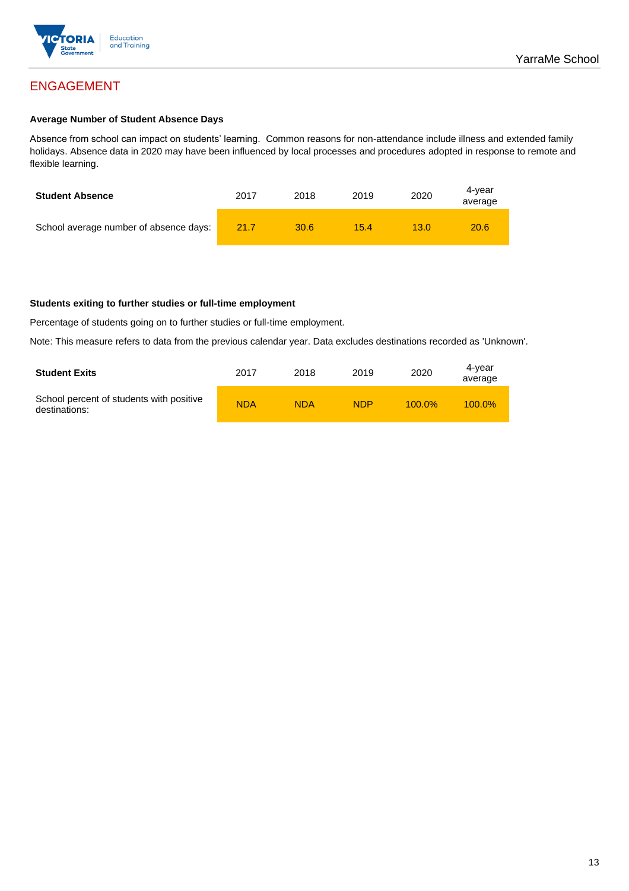# ENGAGEMENT

### Average Number of Student Absence Days

Absence from school can impact on students' learning. Common reasons for non-attendance include illness and extended family holidays. Absence data in 2020 may have been influenced by local processes and procedures adopted in response to remote and flexible learning.

| Student Absence | 2017 | 2018 | 2019 | 2020 | 4-year average |
|---|---|---|---|---|---|
| School average number of absence days: | 21.7 | 30.6 | 15.4 | 13.0 | 20.6 |

### Students exiting to further studies or full-time employment

Percentage of students going on to further studies or full-time employment.

Note: This measure refers to data from the previous calendar year. Data excludes destinations recorded as 'Unknown'.

| Student Exits | 2017 | 2018 | 2019 | 2020 | 4-year average |
|---|---|---|---|---|---|
| School percent of students with positive destinations: | NDA | NDA | NDP | 100.0% | 100.0% |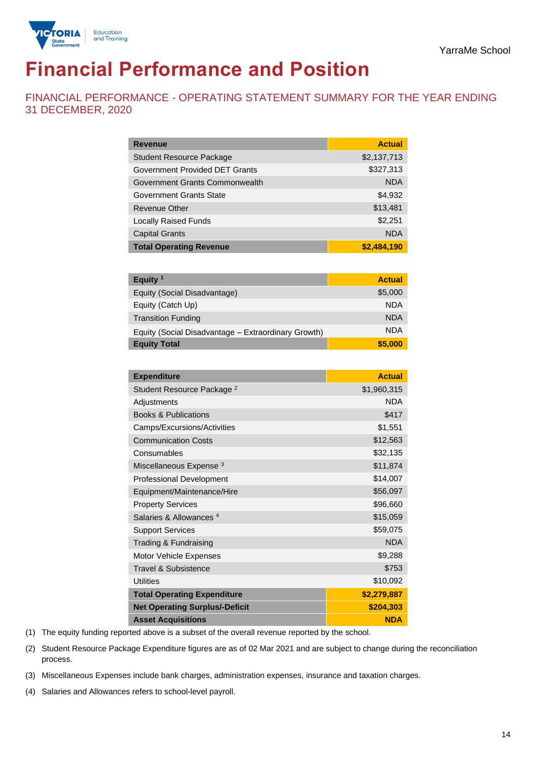YarraMe School

# Financial Performance and Position

## FINANCIAL PERFORMANCE - OPERATING STATEMENT SUMMARY FOR THE YEAR ENDING 31 DECEMBER, 2020

| Revenue | Actual |
|---|---|
| Student Resource Package | $2,137,713 |
| Government Provided DET Grants | $327,313 |
| Government Grants Commonwealth | NDA |
| Government Grants State | $4,932 |
| Revenue Other | $13,481 |
| Locally Raised Funds | $2,251 |
| Capital Grants | NDA |
| **Total Operating Revenue** | **$2,484,190** |

| Equity [1] | Actual |
|---|---|
| Equity (Social Disadvantage) | $5,000 |
| Equity (Catch Up) | NDA |
| Transition Funding | NDA |
| Equity (Social Disadvantage – Extraordinary Growth) | NDA |
| **Equity Total** | **$5,000** |

| Expenditure | Actual |
|---|---|
| Student Resource Package [2] | $1,960,315 |
| Adjustments | NDA |
| Books & Publications | $417 |
| Camps/Excursions/Activities | $1,551 |
| Communication Costs | $12,563 |
| Consumables | $32,135 |
| Miscellaneous Expense [3] | $11,874 |
| Professional Development | $14,007 |
| Equipment/Maintenance/Hire | $56,097 |
| Property Services | $96,660 |
| Salaries & Allowances [4] | $15,059 |
| Support Services | $59,075 |
| Trading & Fundraising | NDA |
| Motor Vehicle Expenses | $9,288 |
| Travel & Subsistence | $753 |
| Utilities | $10,092 |
| **Total Operating Expenditure** | **$2,279,887** |
| **Net Operating Surplus/-Deficit** | **$204,303** |
| **Asset Acquisitions** | **NDA** |

(1) The equity funding reported above is a subset of the overall revenue reported by the school.

(2) Student Resource Package Expenditure figures are as of 02 Mar 2021 and are subject to change during the reconciliation process.

(3) Miscellaneous Expenses include bank charges, administration expenses, insurance and taxation charges.

(4) Salaries and Allowances refers to school-level payroll.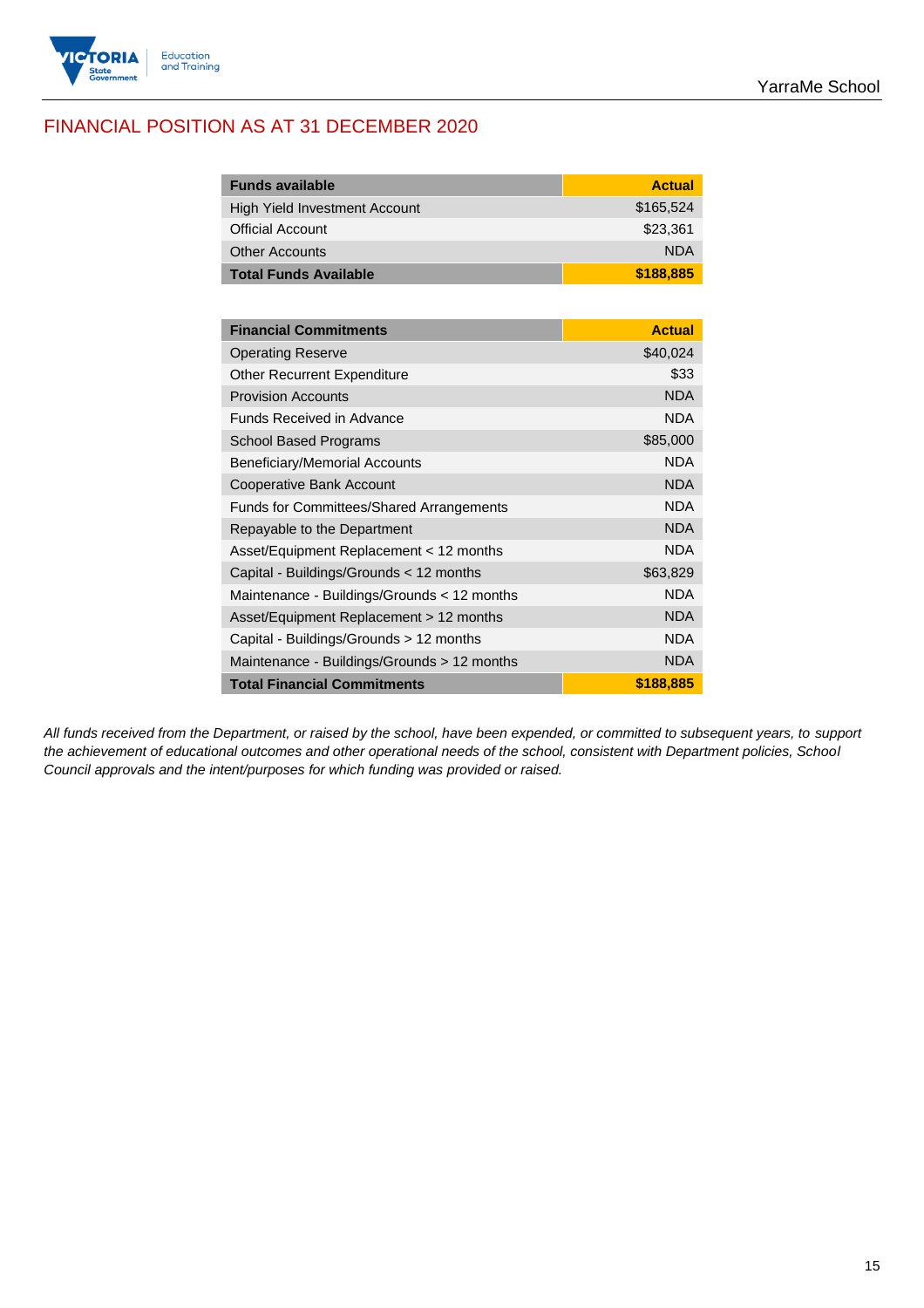# FINANCIAL POSITION AS AT 31 DECEMBER 2020

| Funds available | Actual |
|---|---|
| High Yield Investment Account | $165,524 |
| Official Account | $23,361 |
| Other Accounts | NDA |
| **Total Funds Available** | **$188,885** |

| Financial Commitments | Actual |
|---|---|
| Operating Reserve | $40,024 |
| Other Recurrent Expenditure | $33 |
| Provision Accounts | NDA |
| Funds Received in Advance | NDA |
| School Based Programs | $85,000 |
| Beneficiary/Memorial Accounts | NDA |
| Cooperative Bank Account | NDA |
| Funds for Committees/Shared Arrangements | NDA |
| Repayable to the Department | NDA |
| Asset/Equipment Replacement < 12 months | NDA |
| Capital - Buildings/Grounds < 12 months | $63,829 |
| Maintenance - Buildings/Grounds < 12 months | NDA |
| Asset/Equipment Replacement > 12 months | NDA |
| Capital - Buildings/Grounds > 12 months | NDA |
| Maintenance - Buildings/Grounds > 12 months | NDA |
| **Total Financial Commitments** | **$188,885** |

*All funds received from the Department, or raised by the school, have been expended, or committed to subsequent years, to support the achievement of educational outcomes and other operational needs of the school, consistent with Department policies, School Council approvals and the intent/purposes for which funding was provided or raised.*